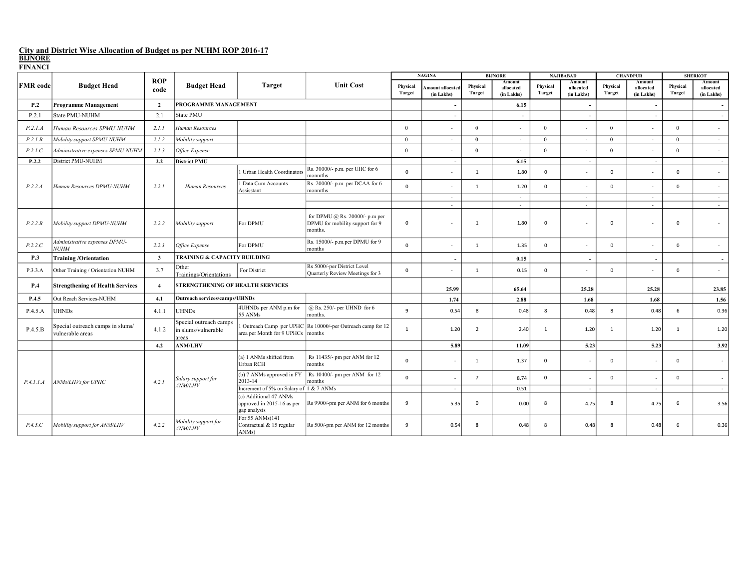## City and District Wise Allocation of Budget as per NUHM ROP 2016-17

**BIJNORE**

**FINANCI**

| FMR code | Budget Head | ROP code | Budget Head | Target | Unit Cost | NAGINA | | BIJNORE | | NAJIBABAD | | CHANDPUR | | SHERKOT | |
|---|---|---|---|---|---|---|---|---|---|---|---|---|---|---|---|
| | | | | | | Physical Target | Amount allocated (in Lakhs) | Physical Target | Amount allocated (in Lakhs) | Physical Target | Amount allocated (in Lakhs) | Physical Target | Amount allocated (in Lakhs) | Physical Target | Amount allocated (in Lakhs) |
| **P.2** | **Programme Management** | **2** | **PROGRAMME MANAGEMENT** | | | | - | | 6.15 | | - | | - | | - |
| P.2.1 | State PMU-NUHM | 2.1 | State PMU | | | | - | | - | | - | | - | | - |
| *P.2.1.A* | *Human Resources SPMU-NUHM* | *2.1.1* | *Human Resources* | | | 0 | - | 0 | - | 0 | - | 0 | - | 0 | - |
| *P.2.1.B* | *Mobility support SPMU-NUHM* | *2.1.2* | *Mobility support* | | | 0 | - | 0 | - | 0 | - | 0 | - | 0 | - |
| *P.2.1.C* | *Administrative expenses SPMU-NUHM* | *2.1.3* | *Office Expense* | | | 0 | - | 0 | - | 0 | - | 0 | - | 0 | - |
| **P.2.2** | District PMU-NUHM | **2.2** | **District PMU** | | | | - | | 6.15 | | - | | - | | - |
| *P.2.2.A* | *Human Resources DPMU-NUHM* | *2.2.1* | *Human Resources* | 1 Urban Health Coordinators | Rs. 30000/- p.m. per UHC for 6 monmths | 0 | - | 1 | 1.80 | 0 | - | 0 | - | 0 | - |
| | | | | 1 Data Cum Accounts Assisstant | Rs. 20000/- p.m. per DCAA for 6 monmths | 0 | - | 1 | 1.20 | 0 | - | 0 | - | 0 | - |
| | | | | | | | - | | - | | - | | - | | - |
| | | | | | | | - | | - | | - | | - | | - |
| *P.2.2.B* | *Mobility support DPMU-NUHM* | *2.2.2* | *Mobility support* | For DPMU | for DPMU @ Rs. 20000/- p.m per DPMU for mobility support for 9 months. | 0 | - | 1 | 1.80 | 0 | - | 0 | - | 0 | - |
| *P.2.2.C* | *Administrative expenses DPMU-NUHM* | *2.2.3* | *Office Expense* | For DPMU | Rs. 15000/- p.m.per DPMU for 9 months | 0 | - | 1 | 1.35 | 0 | - | 0 | - | 0 | - |
| **P.3** | **Training /Orientation** | **3** | **TRAINING & CAPACITY BUILDING** | | | | - | | 0.15 | | - | | - | | - |
| P.3.3.A | Other Training / Orientation NUHM | 3.7 | Other Trainings/Orientations | For District | Rs 5000/-per District Level Quarterly Review Meetings for 3 | 0 | - | 1 | 0.15 | 0 | - | 0 | - | 0 | - |
| **P.4** | **Strengthening of Health Services** | **4** | **STRENGTHENING OF HEALTH SERVICES** | | | | 25.99 | | 65.64 | | 25.28 | | 25.28 | | 23.85 |
| **P.4.5** | Out Reach Services-NUHM | **4.1** | **Outreach services/camps/UHNDs** | | | | 1.74 | | 2.88 | | 1.68 | | 1.68 | | 1.56 |
| P.4.5.A | UHNDs | 4.1.1 | UHNDs | 4UHNDs per ANM p.m for 55 ANMs | @ Rs. 250/- per UHND for 6 months. | 9 | 0.54 | 8 | 0.48 | 8 | 0.48 | 8 | 0.48 | 6 | 0.36 |
| P.4.5.B | Special outreach camps in slums/ vulnerable areas | 4.1.2 | Special outreach camps in slums/vulnerable areas | 1 Outreach Camp per UPHC area per Month for 9 UPHCs | Rs 10000/-per Outreach camp for 12 months | 1 | 1.20 | 2 | 2.40 | 1 | 1.20 | 1 | 1.20 | 1 | 1.20 |
| | | **4.2** | **ANM/LHV** | | | | 5.89 | | 11.09 | | 5.23 | | 5.23 | | 3.92 |
| *P.4.1.1.A* | *ANMs/LHVs for UPHC* | *4.2.1* | *Salary support for ANM/LHV* | (a) 1 ANMs shifted from Urban RCH | Rs 11435/- pm per ANM for 12 months | 0 | - | 1 | 1.37 | 0 | - | 0 | - | 0 | - |
| | | | | (b) 7 ANMs approved in FY 2013-14 | Rs 10400/- pm per ANM for 12 months | 0 | - | 7 | 8.74 | 0 | - | 0 | - | 0 | - |
| | | | | Increment of 5% on Salary of 1 & 7 ANMs | | | - | | 0.51 | | - | | - | | - |
| | | | | (c) Additional 47 ANMs approved in 2015-16 as per gap analysis | Rs 9900/-pm per ANM for 6 months | 9 | 5.35 | 0 | 0.00 | 8 | 4.75 | 8 | 4.75 | 6 | 3.56 |
| *P.4.5.C* | *Mobility support for ANM/LHV* | *4.2.2* | *Mobility support for ANM/LHV* | For 55 ANMs(141 Contractual & 15 regular ANMs) | Rs 500/-pm per ANM for 12 months | 9 | 0.54 | 8 | 0.48 | 8 | 0.48 | 8 | 0.48 | 6 | 0.36 |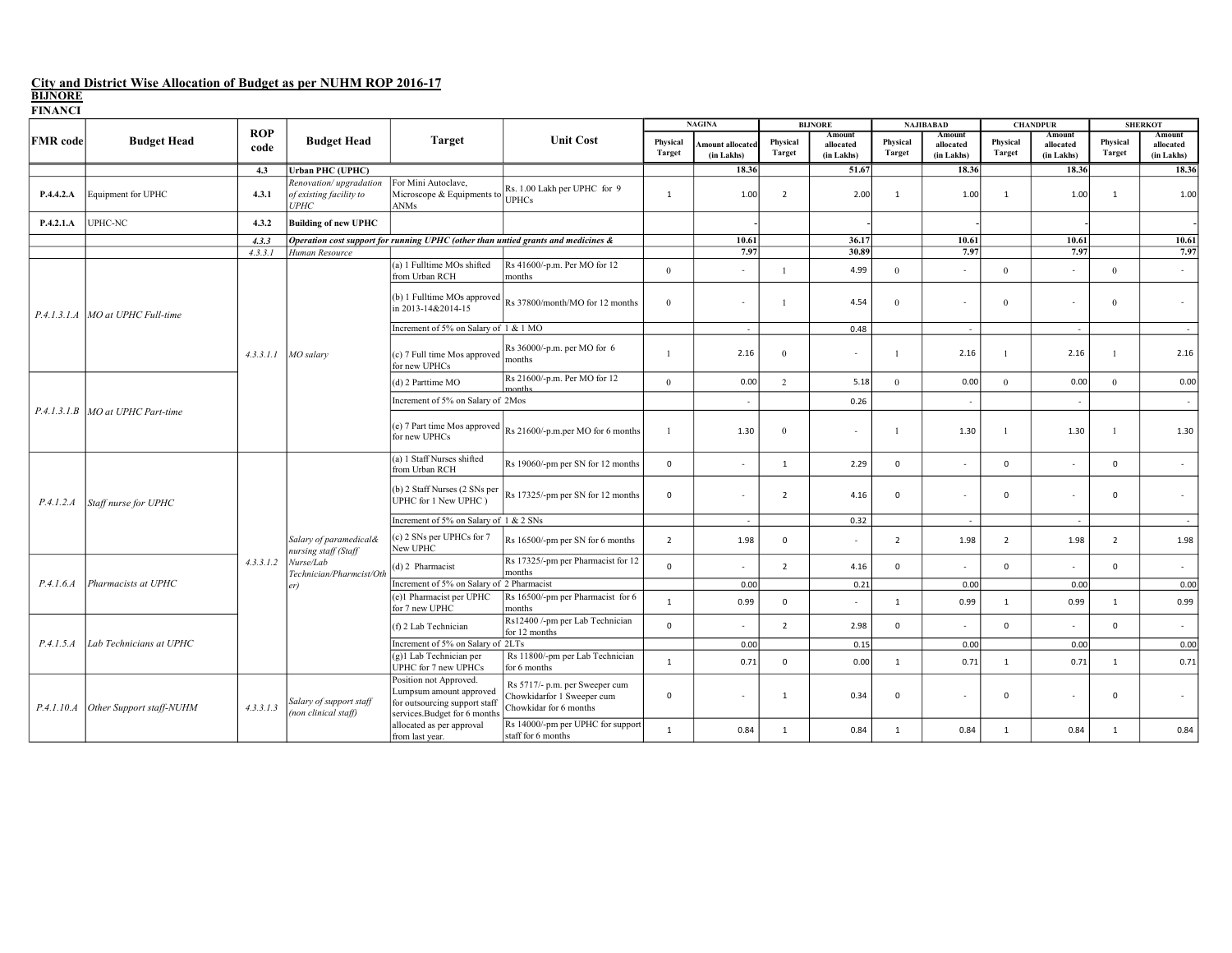## City and District Wise Allocation of Budget as per NUHM ROP 2016-17

**BIJNORE**

**FINANCI**

| FMR code | Budget Head | ROP code | Budget Head | Target | Unit Cost | NAGINA | | BIJNORE | | NAJIBABAD | | CHANDPUR | | SHERKOT | |
|---|---|---|---|---|---|---|---|---|---|---|---|---|---|---|---|
| | | | | | | Physical Target | Amount allocated (in Lakhs) | Physical Target | Amount allocated (in Lakhs) | Physical Target | Amount allocated (in Lakhs) | Physical Target | Amount allocated (in Lakhs) | Physical Target | Amount allocated (in Lakhs) |
| | | **4.3** | **Urban PHC (UPHC)** | | | | **18.36** | | **51.67** | | **18.36** | | **18.36** | | **18.36** |
| **P.4.4.2.A** | Equipment for UPHC | **4.3.1** | *Renovation/ upgradation of existing facility to UPHC* | For Mini Autoclave, Microscope & Equipments to ANMs | Rs. 1.00 Lakh per UPHC for 9 UPHCs | 1 | 1.00 | 2 | 2.00 | 1 | 1.00 | 1 | 1.00 | 1 | 1.00 |
| **P.4.2.1.A** | UPHC-NC | **4.3.2** | **Building of new UPHC** | | | | - | | - | | - | | - | | - |
| | | *4.3.3* | ***Operation cost support for running UPHC (other than untied grants and medicines &*** | | | | **10.61** | | **36.17** | | **10.61** | | **10.61** | | **10.61** |
| | | *4.3.3.1* | *Human Resource* | | | | **7.97** | | **30.89** | | **7.97** | | **7.97** | | **7.97** |
| *P.4.1.3.1.A* | *MO at UPHC Full-time* | *4.3.3.1.1* | *MO salary* | (a) 1 Fulltime MOs shifted from Urban RCH | Rs 41600/-p.m. Per MO for 12 months | 0 | - | 1 | 4.99 | 0 | - | 0 | - | 0 | - |
| | | | | (b) 1 Fulltime MOs approved in 2013-14&2014-15 | Rs 37800/month/MO for 12 months | 0 | - | 1 | 4.54 | 0 | - | 0 | - | 0 | - |
| | | | | Increment of 5% on Salary of 1 & 1 MO | | | - | | 0.48 | | - | | - | | - |
| | | | | (c) 7 Full time Mos approved for new UPHCs | Rs 36000/-p.m. per MO for 6 months | 1 | 2.16 | 0 | - | 1 | 2.16 | 1 | 2.16 | 1 | 2.16 |
| *P.4.1.3.1.B* | *MO at UPHC Part-time* | | | (d) 2 Parttime MO | Rs 21600/-p.m. Per MO for 12 months | 0 | 0.00 | 2 | 5.18 | 0 | 0.00 | 0 | 0.00 | 0 | 0.00 |
| | | | | Increment of 5% on Salary of 2Mos | | | - | | 0.26 | | - | | - | | - |
| | | | | (e) 7 Part time Mos approved for new UPHCs | Rs 21600/-p.m.per MO for 6 months | 1 | 1.30 | 0 | - | 1 | 1.30 | 1 | 1.30 | 1 | 1.30 |
| *P.4.1.2.A* | *Staff nurse for UPHC* | *4.3.3.1.2* | *Salary of paramedical& nursing staff (Staff Nurse/Lab Technician/Pharmcist/Other)* | (a) 1 Staff Nurses shifted from Urban RCH | Rs 19060/-pm per SN for 12 months | 0 | - | 1 | 2.29 | 0 | - | 0 | - | 0 | - |
| | | | | (b) 2 Staff Nurses (2 SNs per UPHC for 1 New UPHC ) | Rs 17325/-pm per SN for 12 months | 0 | - | 2 | 4.16 | 0 | - | 0 | - | 0 | - |
| | | | | Increment of 5% on Salary of 1 & 2 SNs | | | - | | 0.32 | | - | | - | | - |
| | | | | (c) 2 SNs per UPHCs for 7 New UPHC | Rs 16500/-pm per SN for 6 months | 2 | 1.98 | 0 | - | 2 | 1.98 | 2 | 1.98 | 2 | 1.98 |
| *P.4.1.6.A* | *Pharmacists at UPHC* | | | (d) 2 Pharmacist | Rs 17325/-pm per Pharmacist for 12 months | 0 | - | 2 | 4.16 | 0 | - | 0 | - | 0 | - |
| | | | | Increment of 5% on Salary of 2 Pharmacist | | | 0.00 | | 0.21 | | 0.00 | | 0.00 | | 0.00 |
| | | | | (e)1 Pharmacist per UPHC for 7 new UPHC | Rs 16500/-pm per Pharmacist for 6 months | 1 | 0.99 | 0 | - | 1 | 0.99 | 1 | 0.99 | 1 | 0.99 |
| *P.4.1.5.A* | *Lab Technicians at UPHC* | | | (f) 2 Lab Technician | Rs12400 /-pm per Lab Technician for 12 months | 0 | - | 2 | 2.98 | 0 | - | 0 | - | 0 | - |
| | | | | Increment of 5% on Salary of 2LTs | | | 0.00 | | 0.15 | | 0.00 | | 0.00 | | 0.00 |
| | | | | (g)1 Lab Technician per UPHC for 7 new UPHCs | Rs 11800/-pm per Lab Technician for 6 months | 1 | 0.71 | 0 | 0.00 | 1 | 0.71 | 1 | 0.71 | 1 | 0.71 |
| *P.4.1.10.A* | *Other Support staff-NUHM* | *4.3.3.1.3* | *Salary of support staff (non clinical staff)* | Position not Approved. Lumpsum amount approved for outsourcing support staff services.Budget for 6 months allocated as per approval from last year. | Rs 5717/- p.m. per Sweeper cum Chowkidarfor 1 Sweeper cum Chowkidar for 6 months | 0 | - | 1 | 0.34 | 0 | - | 0 | - | 0 | - |
| | | | | | Rs 14000/-pm per UPHC for support staff for 6 months | 1 | 0.84 | 1 | 0.84 | 1 | 0.84 | 1 | 0.84 | 1 | 0.84 |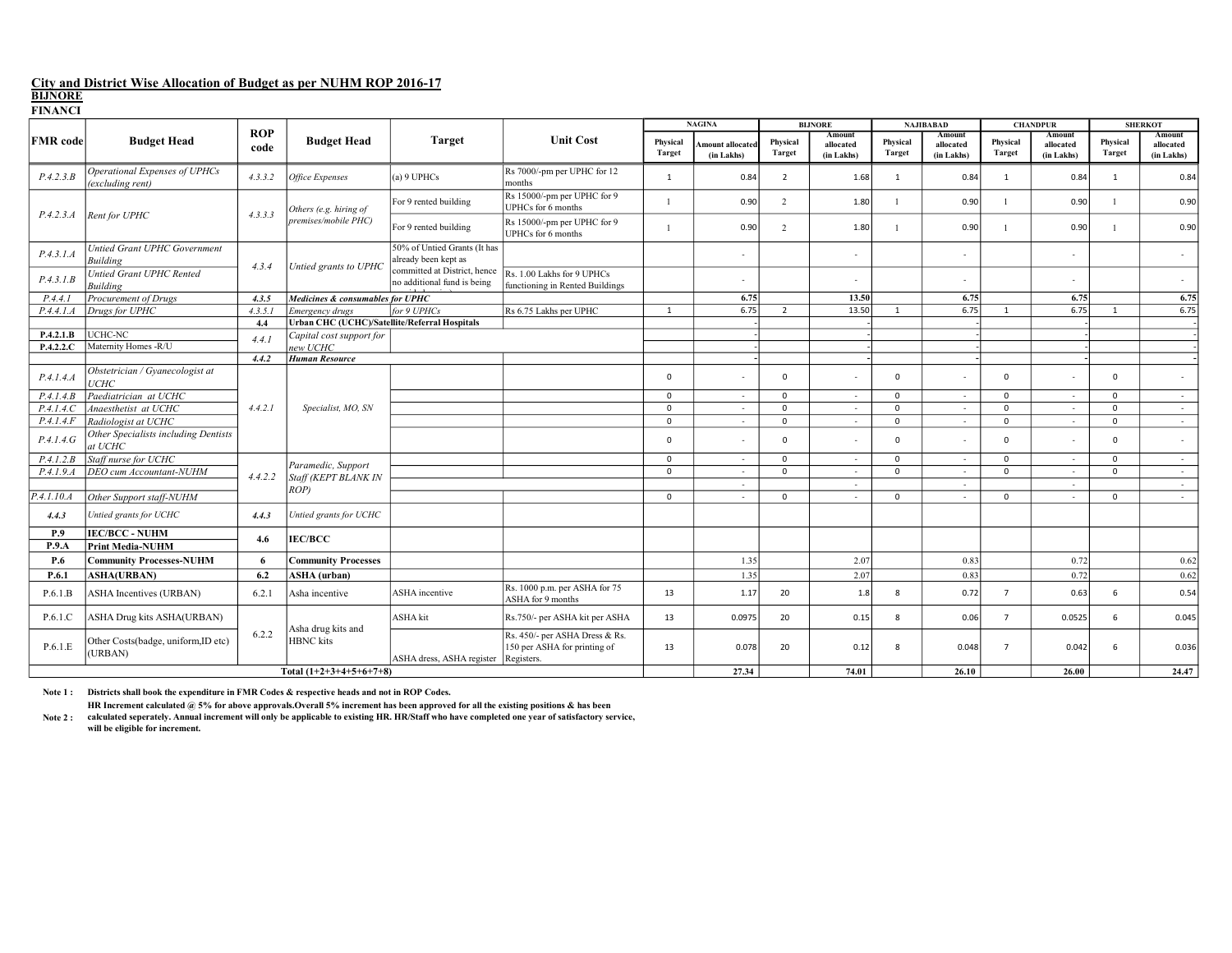## City and District Wise Allocation of Budget as per NUHM ROP 2016-17

**BIJNORE**

**FINANCI**

| FMR code | Budget Head | ROP code | Budget Head | Target | Unit Cost | NAGINA | | BIJNORE | | NAJIBABAD | | CHANDPUR | | SHERKOT | |
|---|---|---|---|---|---|---|---|---|---|---|---|---|---|---|---|
| | | | | | | Physical Target | Amount allocated (in Lakhs) | Physical Target | Amount allocated (in Lakhs) | Physical Target | Amount allocated (in Lakhs) | Physical Target | Amount allocated (in Lakhs) | Physical Target | Amount allocated (in Lakhs) |
| *P.4.2.3.B* | *Operational Expenses of UPHCs (excluding rent)* | *4.3.3.2* | *Office Expenses* | (a) 9 UPHCs | Rs 7000/-pm per UPHC for 12 months | 1 | 0.84 | 2 | 1.68 | 1 | 0.84 | 1 | 0.84 | 1 | 0.84 |
| *P.4.2.3.A* | *Rent for UPHC* | *4.3.3.3* | *Others (e.g. hiring of premises/mobile PHC)* | For 9 rented building | Rs 15000/-pm per UPHC for 9 UPHCs for 6 months | 1 | 0.90 | 2 | 1.80 | 1 | 0.90 | 1 | 0.90 | 1 | 0.90 |
| | | | | For 9 rented building | Rs 15000/-pm per UPHC for 9 UPHCs for 6 months | 1 | 0.90 | 2 | 1.80 | 1 | 0.90 | 1 | 0.90 | 1 | 0.90 |
| *P.4.3.1.A* | *Untied Grant UPHC Government Building* | *4.3.4* | *Untied grants to UPHC* | 50% of Untied Grants (It has already been kept as committed at District, hence no additional fund is being | Rs. 1.00 Lakhs for 9 UPHCs functioning in Rented Buildings | | - | | - | | - | | - | | - |
| *P.4.3.1.B* | *Untied Grant UPHC Rented Building* | | | | | | - | | - | | - | | - | | - |
| *P.4.4.1* | *Procurement of Drugs* | ***4.3.5*** | ***Medicines & consumables for UPHC*** | | | | **6.75** | | **13.50** | | **6.75** | | **6.75** | | **6.75** |
| *P.4.4.1.A* | *Drugs for UPHC* | *4.3.5.1* | *Emergency drugs* | *for 9 UPHCs* | Rs 6.75 Lakhs per UPHC | 1 | 6.75 | 2 | 13.50 | 1 | 6.75 | 1 | 6.75 | 1 | 6.75 |
| | | **4.4** | **Urban CHC (UCHC)/Satellite/Referral Hospitals** | | | | - | | - | | - | | - | | - |
| **P.4.2.1.B** | UCHC-NC | *4.4.1* | *Capital cost support for new UCHC* | | | | - | | - | | - | | - | | - |
| **P.4.2.2.C** | Maternity Homes -R/U | | | | | | - | | - | | - | | - | | - |
| | | ***4.4.2*** | ***Human Resource*** | | | | - | | - | | - | | - | | - |
| *P.4.1.4.A* | *Obstetrician / Gyanecologist at UCHC* | *4.4.2.1* | *Specialist, MO, SN* | | | 0 | - | 0 | - | 0 | - | 0 | - | 0 | - |
| *P.4.1.4.B* | *Paediatrician at UCHC* | | | | | 0 | - | 0 | - | 0 | - | 0 | - | 0 | - |
| *P.4.1.4.C* | *Anaesthetist at UCHC* | | | | | 0 | - | 0 | - | 0 | - | 0 | - | 0 | - |
| *P.4.1.4.F* | *Radiologist at UCHC* | | | | | 0 | - | 0 | - | 0 | - | 0 | - | 0 | - |
| *P.4.1.4.G* | *Other Specialists including Dentists at UCHC* | | | | | 0 | - | 0 | - | 0 | - | 0 | - | 0 | - |
| *P.4.1.2.B* | *Staff nurse for UCHC* | *4.4.2.2* | *Paramedic, Support Staff (KEPT BLANK IN ROP)* | | | 0 | - | 0 | - | 0 | - | 0 | - | 0 | - |
| *P.4.1.9.A* | *DEO cum Accountant-NUHM* | | | | | 0 | - | 0 | - | 0 | - | 0 | - | 0 | - |
| | | | | | | | - | | - | | - | | - | | - |
| *P.4.1.10.A* | *Other Support staff-NUHM* | | | | | 0 | - | 0 | - | 0 | - | 0 | - | 0 | - |
| ***4.4.3*** | *Untied grants for UCHC* | ***4.4.3*** | *Untied grants for UCHC* | | | | | | | | | | | | |
| **P.9** | **IEC/BCC - NUHM** | **4.6** | **IEC/BCC** | | | | | | | | | | | | |
| **P.9.A** | **Print Media-NUHM** | | | | | | | | | | | | | | |
| **P.6** | **Community Processes-NUHM** | **6** | **Community Processes** | | | | 1.35 | | 2.07 | | 0.83 | | 0.72 | | 0.62 |
| **P.6.1** | **ASHA(URBAN)** | **6.2** | **ASHA (urban)** | | | | 1.35 | | 2.07 | | 0.83 | | 0.72 | | 0.62 |
| P.6.1.B | ASHA Incentives (URBAN) | 6.2.1 | Asha incentive | ASHA incentive | Rs. 1000 p.m. per ASHA for 75 ASHA for 9 months | 13 | 1.17 | 20 | 1.8 | 8 | 0.72 | 7 | 0.63 | 6 | 0.54 |
| P.6.1.C | ASHA Drug kits ASHA(URBAN) | 6.2.2 | Asha drug kits and HBNC kits | ASHA kit | Rs.750/- per ASHA kit per ASHA | 13 | 0.0975 | 20 | 0.15 | 8 | 0.06 | 7 | 0.0525 | 6 | 0.045 |
| P.6.1.E | Other Costs(badge, uniform,ID etc) (URBAN) | | | ASHA dress, ASHA register | Rs. 450/- per ASHA Dress & Rs. 150 per ASHA for printing of Registers. | 13 | 0.078 | 20 | 0.12 | 8 | 0.048 | 7 | 0.042 | 6 | 0.036 |
| | | | **Total (1+2+3+4+5+6+7+8)** | | | | **27.34** | | **74.01** | | **26.10** | | **26.00** | | **24.47** |

**Note 1 :** **Districts shall book the expenditure in FMR Codes & respective heads and not in ROP Codes.**

**Note 2 :** **HR Increment calculated @ 5% for above approvals.Overall 5% increment has been approved for all the existing positions & has been calculated seperately. Annual increment will only be applicable to existing HR. HR/Staff who have completed one year of satisfactory service, will be eligible for increment.**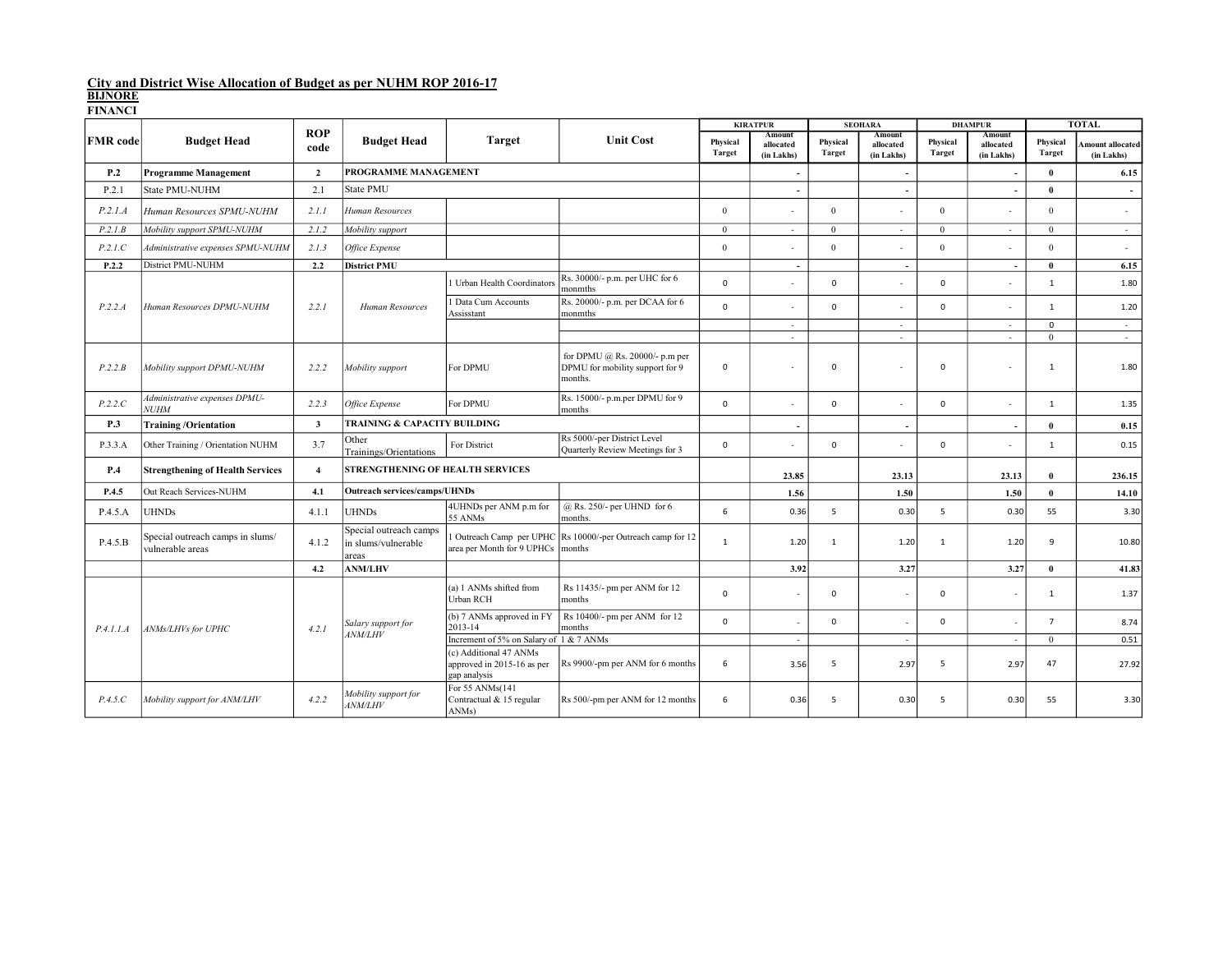**City and District Wise Allocation of Budget as per NUHM ROP 2016-17**

**BIJNORE**

**FINANCI**

| FMR code | Budget Head | ROP code | Budget Head | Target | Unit Cost | KIRATPUR | | SEOHARA | | DHAMPUR | | TOTAL | |
|---|---|---|---|---|---|---|---|---|---|---|---|---|---|
| | | | | | | Physical Target | Amount allocated (in Lakhs) | Physical Target | Amount allocated (in Lakhs) | Physical Target | Amount allocated (in Lakhs) | Physical Target | Amount allocated (in Lakhs) |
| **P.2** | **Programme Management** | **2** | **PROGRAMME MANAGEMENT** | | | | **-** | | **-** | | **-** | **0** | **6.15** |
| P.2.1 | State PMU-NUHM | 2.1 | State PMU | | | | **-** | | **-** | | **-** | **0** | **-** |
| *P.2.1.A* | *Human Resources SPMU-NUHM* | *2.1.1* | *Human Resources* | | | 0 | - | 0 | - | 0 | - | 0 | - |
| *P.2.1.B* | *Mobility support SPMU-NUHM* | *2.1.2* | *Mobility support* | | | 0 | - | 0 | - | 0 | - | 0 | - |
| *P.2.1.C* | *Administrative expenses SPMU-NUHM* | *2.1.3* | *Office Expense* | | | 0 | - | 0 | - | 0 | - | 0 | - |
| **P.2.2** | District PMU-NUHM | **2.2** | **District PMU** | | | | **-** | | **-** | | **-** | **0** | **6.15** |
| *P.2.2.A* | *Human Resources DPMU-NUHM* | *2.2.1* | *Human Resources* | 1 Urban Health Coordinators | Rs. 30000/- p.m. per UHC for 6 monmths | 0 | - | 0 | - | 0 | - | 1 | 1.80 |
| | | | | 1 Data Cum Accounts Assisstant | Rs. 20000/- p.m. per DCAA for 6 monmths | 0 | - | 0 | - | 0 | - | 1 | 1.20 |
| | | | | | | | - | | - | | - | 0 | - |
| | | | | | | | - | | - | | - | 0 | - |
| *P.2.2.B* | *Mobility support DPMU-NUHM* | *2.2.2* | *Mobility support* | For DPMU | for DPMU @ Rs. 20000/- p.m per DPMU for mobility support for 9 months. | 0 | - | 0 | - | 0 | - | 1 | 1.80 |
| *P.2.2.C* | *Administrative expenses DPMU-NUHM* | *2.2.3* | *Office Expense* | For DPMU | Rs. 15000/- p.m.per DPMU for 9 months | 0 | - | 0 | - | 0 | - | 1 | 1.35 |
| **P.3** | **Training /Orientation** | **3** | **TRAINING & CAPACITY BUILDING** | | | | **-** | | **-** | | **-** | **0** | **0.15** |
| P.3.3.A | Other Training / Orientation NUHM | 3.7 | Other Trainings/Orientations | For District | Rs 5000/-per District Level Quarterly Review Meetings for 3 | 0 | - | 0 | - | 0 | - | 1 | 0.15 |
| **P.4** | **Strengthening of Health Services** | **4** | **STRENGTHENING OF HEALTH SERVICES** | | | | **23.85** | | **23.13** | | **23.13** | **0** | **236.15** |
| **P.4.5** | Out Reach Services-NUHM | **4.1** | **Outreach services/camps/UHNDs** | | | | **1.56** | | **1.50** | | **1.50** | **0** | **14.10** |
| P.4.5.A | UHNDs | 4.1.1 | UHNDs | 4UHNDs per ANM p.m for 55 ANMs | @ Rs. 250/- per UHND for 6 months. | 6 | 0.36 | 5 | 0.30 | 5 | 0.30 | 55 | 3.30 |
| P.4.5.B | Special outreach camps in slums/ vulnerable areas | 4.1.2 | Special outreach camps in slums/vulnerable areas | 1 Outreach Camp per UPHC area per Month for 9 UPHCs | Rs 10000/-per Outreach camp for 12 months | 1 | 1.20 | 1 | 1.20 | 1 | 1.20 | 9 | 10.80 |
| | | **4.2** | **ANM/LHV** | | | | **3.92** | | **3.27** | | **3.27** | **0** | **41.83** |
| *P.4.1.1.A* | *ANMs/LHVs for UPHC* | *4.2.1* | *Salary support for ANM/LHV* | (a) 1 ANMs shifted from Urban RCH | Rs 11435/- pm per ANM for 12 months | 0 | - | 0 | - | 0 | - | 1 | 1.37 |
| | | | | (b) 7 ANMs approved in FY 2013-14 | Rs 10400/- pm per ANM for 12 months | 0 | - | 0 | - | 0 | - | 7 | 8.74 |
| | | | | Increment of 5% on Salary of 1 & 7 ANMs | | | - | | - | | - | 0 | 0.51 |
| | | | | (c) Additional 47 ANMs approved in 2015-16 as per gap analysis | Rs 9900/-pm per ANM for 6 months | 6 | 3.56 | 5 | 2.97 | 5 | 2.97 | 47 | 27.92 |
| *P.4.5.C* | *Mobility support for ANM/LHV* | *4.2.2* | *Mobility support for ANM/LHV* | For 55 ANMs(141 Contractual & 15 regular ANMs) | Rs 500/-pm per ANM for 12 months | 6 | 0.36 | 5 | 0.30 | 5 | 0.30 | 55 | 3.30 |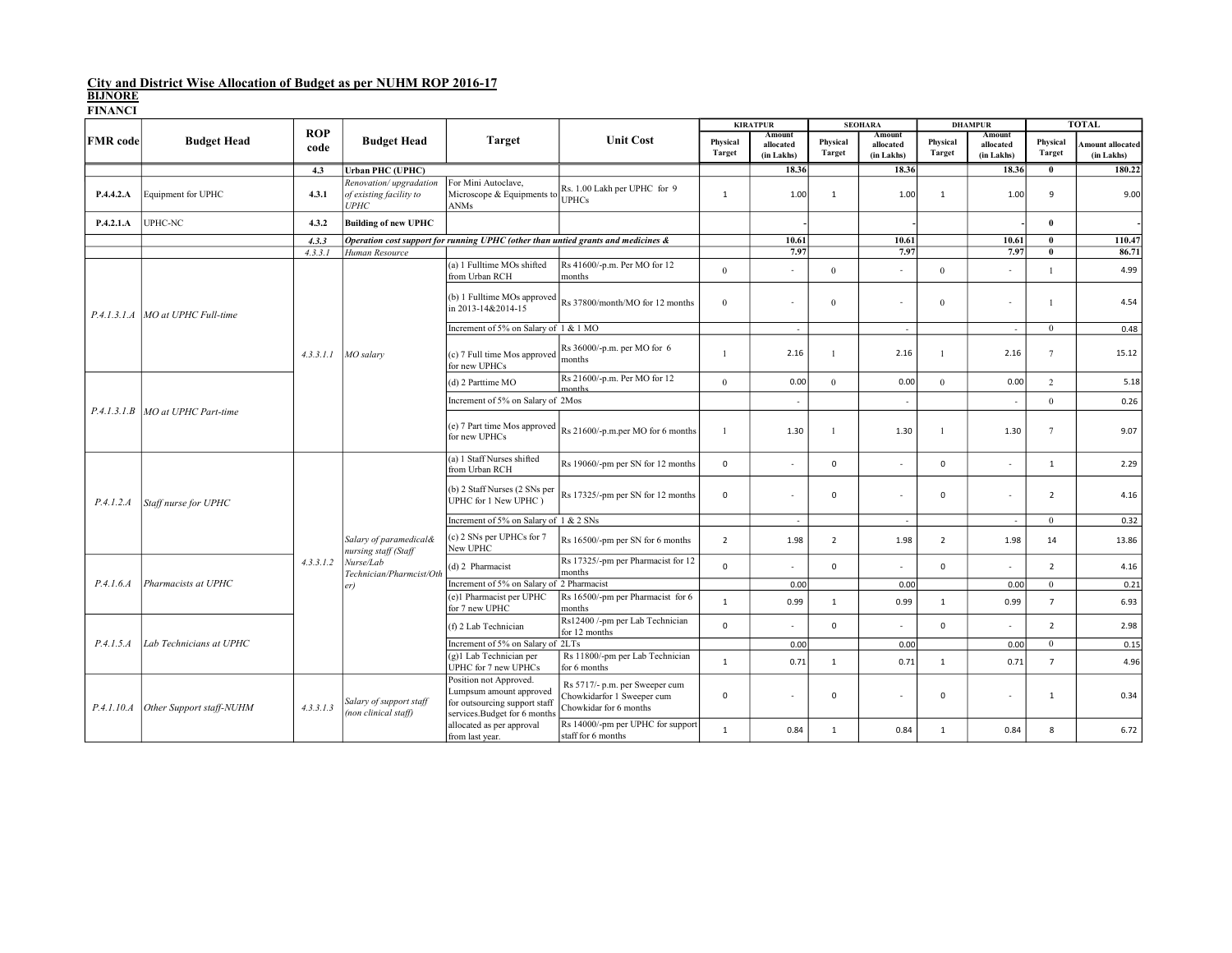## City and District Wise Allocation of Budget as per NUHM ROP 2016-17

**BIJNORE**

**FINANCI**

| FMR code | Budget Head | ROP code | Budget Head | Target | Unit Cost | KIRATPUR | | SEOHARA | | DHAMPUR | | TOTAL | |
|---|---|---|---|---|---|---|---|---|---|---|---|---|---|
| | | | | | | Physical Target | Amount allocated (in Lakhs) | Physical Target | Amount allocated (in Lakhs) | Physical Target | Amount allocated (in Lakhs) | Physical Target | Amount allocated (in Lakhs) |
| | | **4.3** | **Urban PHC (UPHC)** | | | | **18.36** | | **18.36** | | **18.36** | **0** | **180.22** |
| **P.4.4.2.A** | Equipment for UPHC | **4.3.1** | *Renovation/ upgradation of existing facility to UPHC* | For Mini Autoclave, Microscope & Equipments to ANMs | Rs. 1.00 Lakh per UPHC for 9 UPHCs | 1 | 1.00 | 1 | 1.00 | 1 | 1.00 | 9 | 9.00 |
| **P.4.2.1.A** | UPHC-NC | **4.3.2** | **Building of new UPHC** | | | | - | | - | | - | **0** | - |
| | | *4.3.3* | ***Operation cost support for running UPHC (other than untied grants and medicines &*** | | | | **10.61** | | **10.61** | | **10.61** | **0** | **110.47** |
| | | *4.3.3.1* | *Human Resource* | | | | **7.97** | | **7.97** | | **7.97** | **0** | **86.71** |
| *P.4.1.3.1.A* | *MO at UPHC Full-time* | *4.3.3.1.1* | *MO salary* | (a) 1 Fulltime MOs shifted from Urban RCH | Rs 41600/-p.m. Per MO for 12 months | 0 | - | 0 | - | 0 | - | 1 | 4.99 |
| | | | | (b) 1 Fulltime MOs approved in 2013-14&2014-15 | Rs 37800/month/MO for 12 months | 0 | - | 0 | - | 0 | - | 1 | 4.54 |
| | | | | Increment of 5% on Salary of 1 & 1 MO | | | - | | - | | - | 0 | 0.48 |
| | | | | (c) 7 Full time Mos approved for new UPHCs | Rs 36000/-p.m. per MO for 6 months | 1 | 2.16 | 1 | 2.16 | 1 | 2.16 | 7 | 15.12 |
| *P.4.1.3.1.B* | *MO at UPHC Part-time* | | | (d) 2 Parttime MO | Rs 21600/-p.m. Per MO for 12 months | 0 | 0.00 | 0 | 0.00 | 0 | 0.00 | 2 | 5.18 |
| | | | | Increment of 5% on Salary of 2Mos | | | - | | - | | - | 0 | 0.26 |
| | | | | (e) 7 Part time Mos approved for new UPHCs | Rs 21600/-p.m.per MO for 6 months | 1 | 1.30 | 1 | 1.30 | 1 | 1.30 | 7 | 9.07 |
| *P.4.1.2.A* | *Staff nurse for UPHC* | *4.3.3.1.2* | *Salary of paramedical& nursing staff (Staff Nurse/Lab Technician/Pharmcist/Other)* | (a) 1 Staff Nurses shifted from Urban RCH | Rs 19060/-pm per SN for 12 months | 0 | - | 0 | - | 0 | - | 1 | 2.29 |
| | | | | (b) 2 Staff Nurses (2 SNs per UPHC for 1 New UPHC ) | Rs 17325/-pm per SN for 12 months | 0 | - | 0 | - | 0 | - | 2 | 4.16 |
| | | | | Increment of 5% on Salary of 1 & 2 SNs | | | - | | - | | - | 0 | 0.32 |
| | | | | (c) 2 SNs per UPHCs for 7 New UPHC | Rs 16500/-pm per SN for 6 months | 2 | 1.98 | 2 | 1.98 | 2 | 1.98 | 14 | 13.86 |
| *P.4.1.6.A* | *Pharmacists at UPHC* | | | (d) 2 Pharmacist | Rs 17325/-pm per Pharmacist for 12 months | 0 | - | 0 | - | 0 | - | 2 | 4.16 |
| | | | | Increment of 5% on Salary of 2 Pharmacist | | | 0.00 | | 0.00 | | 0.00 | 0 | 0.21 |
| | | | | (e)1 Pharmacist per UPHC for 7 new UPHC | Rs 16500/-pm per Pharmacist for 6 months | 1 | 0.99 | 1 | 0.99 | 1 | 0.99 | 7 | 6.93 |
| *P.4.1.5.A* | *Lab Technicians at UPHC* | | | (f) 2 Lab Technician | Rs12400 /-pm per Lab Technician for 12 months | 0 | - | 0 | - | 0 | - | 2 | 2.98 |
| | | | | Increment of 5% on Salary of 2LTs | | | 0.00 | | 0.00 | | 0.00 | 0 | 0.15 |
| | | | | (g)1 Lab Technician per UPHC for 7 new UPHCs | Rs 11800/-pm per Lab Technician for 6 months | 1 | 0.71 | 1 | 0.71 | 1 | 0.71 | 7 | 4.96 |
| *P.4.1.10.A* | *Other Support staff-NUHM* | *4.3.3.1.3* | *Salary of support staff (non clinical staff)* | Position not Approved. Lumpsum amount approved for outsourcing support staff services.Budget for 6 months | Rs 5717/- p.m. per Sweeper cum Chowkidarfor 1 Sweeper cum Chowkidar for 6 months | 0 | - | 0 | - | 0 | - | 1 | 0.34 |
| | | | | allocated as per approval from last year. | Rs 14000/-pm per UPHC for support staff for 6 months | 1 | 0.84 | 1 | 0.84 | 1 | 0.84 | 8 | 6.72 |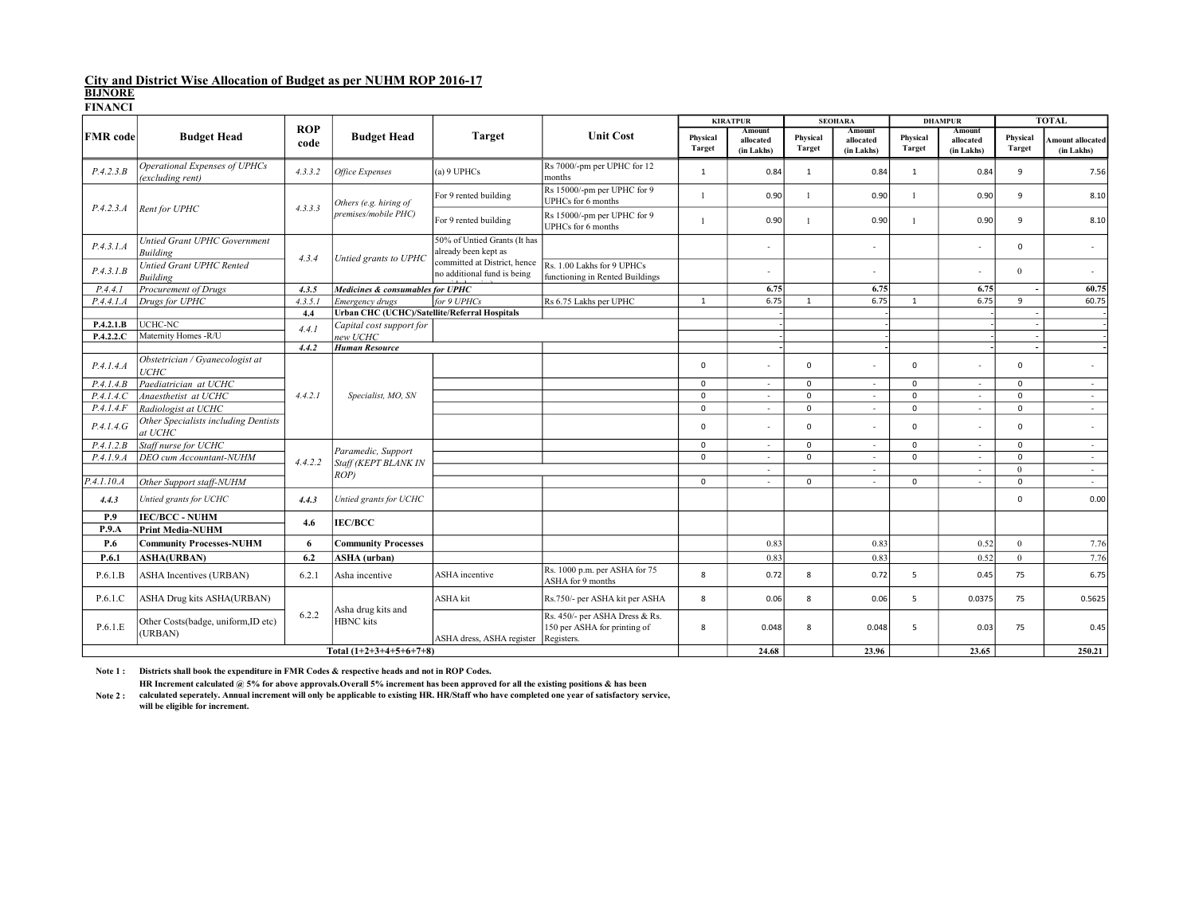## City and District Wise Allocation of Budget as per NUHM ROP 2016-17

**BIJNORE**

**FINANCI**

| FMR code | Budget Head | ROP code | Budget Head | Target | Unit Cost | KIRATPUR | | SEOHARA | | DHAMPUR | | TOTAL | |
|---|---|---|---|---|---|---|---|---|---|---|---|---|---|
| | | | | | | Physical Target | Amount allocated (in Lakhs) | Physical Target | Amount allocated (in Lakhs) | Physical Target | Amount allocated (in Lakhs) | Physical Target | Amount allocated (in Lakhs) |
| *P.4.2.3.B* | *Operational Expenses of UPHCs (excluding rent)* | *4.3.3.2* | *Office Expenses* | (a) 9 UPHCs | Rs 7000/-pm per UPHC for 12 months | 1 | 0.84 | 1 | 0.84 | 1 | 0.84 | 9 | 7.56 |
| *P.4.2.3.A* | *Rent for UPHC* | *4.3.3.3* | *Others (e.g. hiring of premises/mobile PHC)* | For 9 rented building | Rs 15000/-pm per UPHC for 9 UPHCs for 6 months | 1 | 0.90 | 1 | 0.90 | 1 | 0.90 | 9 | 8.10 |
| | | | | For 9 rented building | Rs 15000/-pm per UPHC for 9 UPHCs for 6 months | 1 | 0.90 | 1 | 0.90 | 1 | 0.90 | 9 | 8.10 |
| *P.4.3.1.A* | *Untied Grant UPHC Government Building* | *4.3.4* | *Untied grants to UPHC* | 50% of Untied Grants (It has already been kept as committed at District, hence no additional fund is being | | | - | | - | | - | 0 | - |
| *P.4.3.1.B* | *Untied Grant UPHC Rented Building* | | | | Rs. 1.00 Lakhs for 9 UPHCs functioning in Rented Buildings | | - | | - | | - | 0 | - |
| *P.4.4.1* | *Procurement of Drugs* | ***4.3.5*** | ***Medicines & consumables for UPHC*** | | | | **6.75** | | **6.75** | | **6.75** | **-** | **60.75** |
| *P.4.4.1.A* | *Drugs for UPHC* | *4.3.5.1* | *Emergency drugs* | *for 9 UPHCs* | Rs 6.75 Lakhs per UPHC | 1 | 6.75 | 1 | 6.75 | 1 | 6.75 | 9 | 60.75 |
| | | **4.4** | **Urban CHC (UCHC)/Satellite/Referral Hospitals** | | | | - | | - | | - | - | - |
| **P.4.2.1.B** | UCHC-NC | *4.4.1* | *Capital cost support for new UCHC* | | | | - | | - | | - | - | - |
| **P.4.2.2.C** | Maternity Homes -R/U | | | | | | - | | - | | - | - | - |
| | | ***4.4.2*** | ***Human Resource*** | | | | - | | - | | - | - | - |
| *P.4.1.4.A* | *Obstetrician / Gyanecologist at UCHC* | *4.4.2.1* | *Specialist, MO, SN* | | | 0 | - | 0 | - | 0 | - | 0 | - |
| *P.4.1.4.B* | *Paediatrician at UCHC* | | | | | 0 | - | 0 | - | 0 | - | 0 | - |
| *P.4.1.4.C* | *Anaesthetist at UCHC* | | | | | 0 | - | 0 | - | 0 | - | 0 | - |
| *P.4.1.4.F* | *Radiologist at UCHC* | | | | | 0 | - | 0 | - | 0 | - | 0 | - |
| *P.4.1.4.G* | *Other Specialists including Dentists at UCHC* | | | | | 0 | - | 0 | - | 0 | - | 0 | - |
| *P.4.1.2.B* | *Staff nurse for UCHC* | *4.4.2.2* | *Paramedic, Support Staff (KEPT BLANK IN ROP)* | | | 0 | - | 0 | - | 0 | - | 0 | - |
| *P.4.1.9.A* | *DEO cum Accountant-NUHM* | | | | | 0 | - | 0 | - | 0 | - | 0 | - |
| | | | | | | | - | | - | | - | 0 | - |
| *P.4.1.10.A* | *Other Support staff-NUHM* | | | | | 0 | - | 0 | - | 0 | - | 0 | - |
| ***4.4.3*** | *Untied grants for UCHC* | ***4.4.3*** | *Untied grants for UCHC* | | | | | | | | | 0 | 0.00 |
| **P.9** | **IEC/BCC - NUHM** | **4.6** | **IEC/BCC** | | | | | | | | | | |
| **P.9.A** | **Print Media-NUHM** | | | | | | | | | | | | |
| **P.6** | **Community Processes-NUHM** | **6** | **Community Processes** | | | | 0.83 | | 0.83 | | 0.52 | 0 | 7.76 |
| **P.6.1** | **ASHA(URBAN)** | **6.2** | **ASHA (urban)** | | | | 0.83 | | 0.83 | | 0.52 | 0 | 7.76 |
| P.6.1.B | ASHA Incentives (URBAN) | 6.2.1 | Asha incentive | ASHA incentive | Rs. 1000 p.m. per ASHA for 75 ASHA for 9 months | 8 | 0.72 | 8 | 0.72 | 5 | 0.45 | 75 | 6.75 |
| P.6.1.C | ASHA Drug kits ASHA(URBAN) | 6.2.2 | Asha drug kits and HBNC kits | ASHA kit | Rs.750/- per ASHA kit per ASHA | 8 | 0.06 | 8 | 0.06 | 5 | 0.0375 | 75 | 0.5625 |
| P.6.1.E | Other Costs(badge, uniform,ID etc) (URBAN) | | | ASHA dress, ASHA register | Rs. 450/- per ASHA Dress & Rs. 150 per ASHA for printing of Registers. | 8 | 0.048 | 8 | 0.048 | 5 | 0.03 | 75 | 0.45 |
| | | | **Total (1+2+3+4+5+6+7+8)** | | | | **24.68** | | **23.96** | | **23.65** | | **250.21** |

**Note 1 :** **Districts shall book the expenditure in FMR Codes & respective heads and not in ROP Codes.**

**Note 2 :** **HR Increment calculated @ 5% for above approvals.Overall 5% increment has been approved for all the existing positions & has been calculated seperately. Annual increment will only be applicable to existing HR. HR/Staff who have completed one year of satisfactory service, will be eligible for increment.**